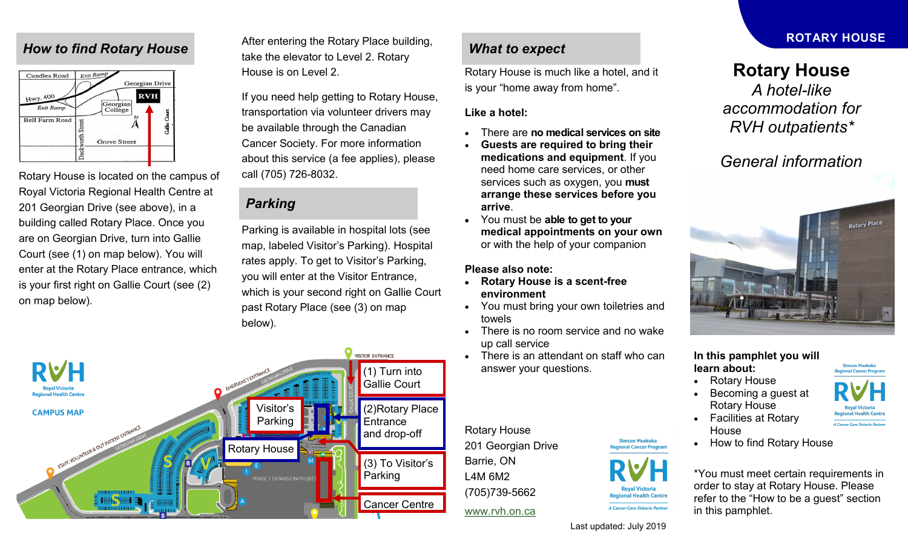## How to find Rotary House

Rotary House is located on the campus of Royal Victoria Regional Health Centre at 201 Georgian Drive (see above), in a building called Rotary Place. Once you are on Georgian Drive, turn into Gallie Court (see (1) on map below). You will enter at the Rotary Place entrance, which is your first right on Gallie Court (see (2) on map below).

After entering the Rotary Place building, take the elevator to Level 2. Rotary House is on Level 2.

If you need help getting to Rotary House, transportation via volunteer drivers may be available through the Canadian Cancer Society. For more information about this service (a fee applies), please call (705) 726-8032.

## Parking

Parking is available in hospital lots (see map, labeled Visitor's Parking). Hospital rates apply. To get to Visitor's Parking, you will enter at the Visitor Entrance, which is your second right on Gallie Court past Rotary Place (see (3) on map below).

RVH Royal Victoria Regional Health Centre

CAMPUS MAP

- (1) Turn into Gallie Court
- (2) Rotary Place Entrance and drop-off
- (3) To Visitor's Parking
- Visitor's Parking
- Rotary House
- Cancer Centre

## What to expect

Rotary House is much like a hotel, and it is your "home away from home".

**Like a hotel:**

- There are **no medical services on site**
- **Guests are required to bring their medications and equipment**. If you need home care services, or other services such as oxygen, you **must arrange these services before you arrive**.
- You must be **able to get to your medical appointments on your own** or with the help of your companion

**Please also note:**

- **Rotary House is a scent-free environment**
- You must bring your own toiletries and towels
- There is no room service and no wake up call service
- There is an attendant on staff who can answer your questions.

Rotary House
201 Georgian Drive
Barrie, ON
L4M 6M2
(705)739-5662
www.rvh.on.ca

Simcoe Muskoka Regional Cancer Program
RVH Royal Victoria Regional Health Centre
A Cancer Care Ontario Partner

Last updated: July 2019

**ROTARY HOUSE**

# Rotary House

*A hotel-like accommodation for RVH outpatients\**

*General information*

**In this pamphlet you will learn about:**

- Rotary House
- Becoming a guest at Rotary House
- Facilities at Rotary House
- How to find Rotary House

*You must meet certain requirements in order to stay at Rotary House. Please refer to the "How to be a guest" section in this pamphlet.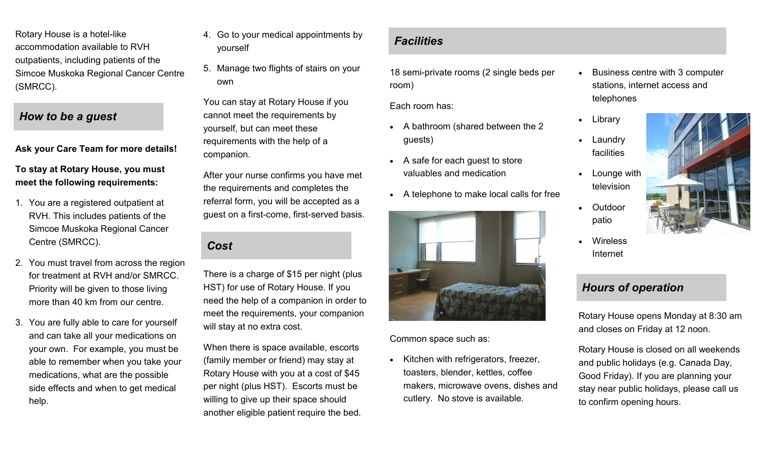Rotary House is a hotel-like accommodation available to RVH outpatients, including patients of the Simcoe Muskoka Regional Cancer Centre (SMRCC).

## *How to be a guest*

**Ask your Care Team for more details!**

**To stay at Rotary House, you must meet the following requirements:**

1. You are a registered outpatient at RVH. This includes patients of the Simcoe Muskoka Regional Cancer Centre (SMRCC).
2. You must travel from across the region for treatment at RVH and/or SMRCC. Priority will be given to those living more than 40 km from our centre.
3. You are fully able to care for yourself and can take all your medications on your own. For example, you must be able to remember when you take your medications, what are the possible side effects and when to get medical help.
4. Go to your medical appointments by yourself
5. Manage two flights of stairs on your own

You can stay at Rotary House if you cannot meet the requirements by yourself, but can meet these requirements with the help of a companion.

After your nurse confirms you have met the requirements and completes the referral form, you will be accepted as a guest on a first-come, first-served basis.

## *Cost*

There is a charge of $15 per night (plus HST) for use of Rotary House. If you need the help of a companion in order to meet the requirements, your companion will stay at no extra cost.

When there is space available, escorts (family member or friend) may stay at Rotary House with you at a cost of $45 per night (plus HST). Escorts must be willing to give up their space should another eligible patient require the bed.

## *Facilities*

18 semi-private rooms (2 single beds per room)

Each room has:

- A bathroom (shared between the 2 guests)
- A safe for each guest to store valuables and medication
- A telephone to make local calls for free

Common space such as:

- Kitchen with refrigerators, freezer, toasters, blender, kettles, coffee makers, microwave ovens, dishes and cutlery. No stove is available.
- Business centre with 3 computer stations, internet access and telephones
- Library
- Laundry facilities
- Lounge with television
- Outdoor patio
- Wireless Internet

## *Hours of operation*

Rotary House opens Monday at 8:30 am and closes on Friday at 12 noon.

Rotary House is closed on all weekends and public holidays (e.g. Canada Day, Good Friday). If you are planning your stay near public holidays, please call us to confirm opening hours.